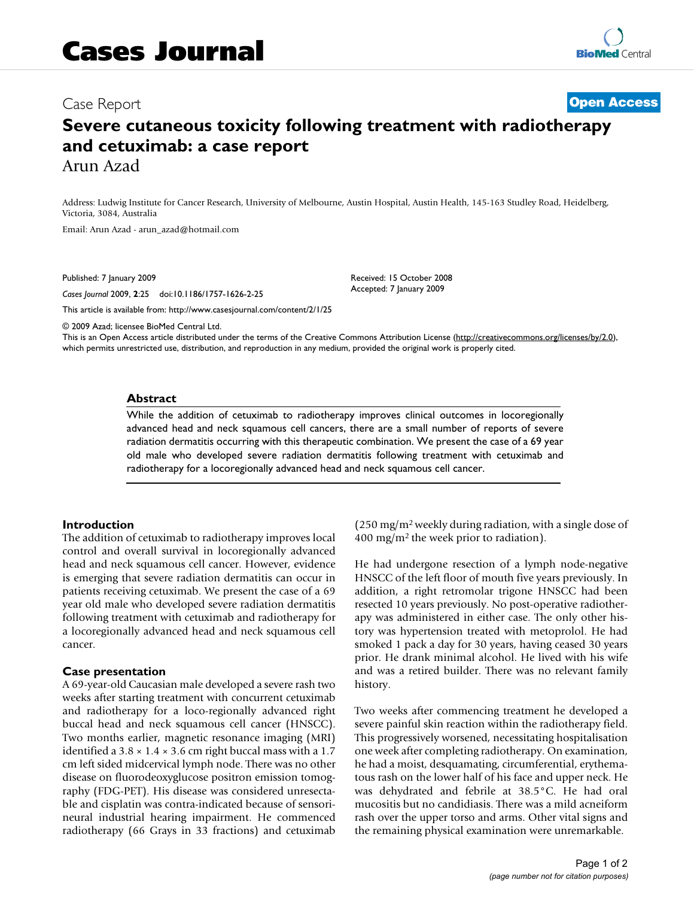# Cases Journal

Case Report **Open Access**

# Severe cutaneous toxicity following treatment with radiotherapy and cetuximab: a case report

Arun Azad

Address: Ludwig Institute for Cancer Research, University of Melbourne, Austin Hospital, Austin Health, 145-163 Studley Road, Heidelberg, Victoria, 3084, Australia

Email: Arun Azad - arun_azad@hotmail.com

Published: 7 January 2009

*Cases Journal* 2009, **2**:25 doi:10.1186/1757-1626-2-25

Received: 15 October 2008

Accepted: 7 January 2009

This article is available from: http://www.casesjournal.com/content/2/1/25

© 2009 Azad; licensee BioMed Central Ltd.

This is an Open Access article distributed under the terms of the Creative Commons Attribution License (http://creativecommons.org/licenses/by/2.0), which permits unrestricted use, distribution, and reproduction in any medium, provided the original work is properly cited.

## Abstract

While the addition of cetuximab to radiotherapy improves clinical outcomes in locoregionally advanced head and neck squamous cell cancers, there are a small number of reports of severe radiation dermatitis occurring with this therapeutic combination. We present the case of a 69 year old male who developed severe radiation dermatitis following treatment with cetuximab and radiotherapy for a locoregionally advanced head and neck squamous cell cancer.

## Introduction

The addition of cetuximab to radiotherapy improves local control and overall survival in locoregionally advanced head and neck squamous cell cancer. However, evidence is emerging that severe radiation dermatitis can occur in patients receiving cetuximab. We present the case of a 69 year old male who developed severe radiation dermatitis following treatment with cetuximab and radiotherapy for a locoregionally advanced head and neck squamous cell cancer.

## Case presentation

A 69-year-old Caucasian male developed a severe rash two weeks after starting treatment with concurrent cetuximab and radiotherapy for a loco-regionally advanced right buccal head and neck squamous cell cancer (HNSCC). Two months earlier, magnetic resonance imaging (MRI) identified a 3.8 × 1.4 × 3.6 cm right buccal mass with a 1.7 cm left sided midcervical lymph node. There was no other disease on fluorodeoxyglucose positron emission tomography (FDG-PET). His disease was considered unresectable and cisplatin was contra-indicated because of sensorineural industrial hearing impairment. He commenced radiotherapy (66 Grays in 33 fractions) and cetuximab (250 mg/m$^2$ weekly during radiation, with a single dose of 400 mg/m$^2$ the week prior to radiation).

He had undergone resection of a lymph node-negative HNSCC of the left floor of mouth five years previously. In addition, a right retromolar trigone HNSCC had been resected 10 years previously. No post-operative radiotherapy was administered in either case. The only other history was hypertension treated with metoprolol. He had smoked 1 pack a day for 30 years, having ceased 30 years prior. He drank minimal alcohol. He lived with his wife and was a retired builder. There was no relevant family history.

Two weeks after commencing treatment he developed a severe painful skin reaction within the radiotherapy field. This progressively worsened, necessitating hospitalisation one week after completing radiotherapy. On examination, he had a moist, desquamating, circumferential, erythematous rash on the lower half of his face and upper neck. He was dehydrated and febrile at 38.5°C. He had oral mucositis but no candidiasis. There was a mild acneiform rash over the upper torso and arms. Other vital signs and the remaining physical examination were unremarkable.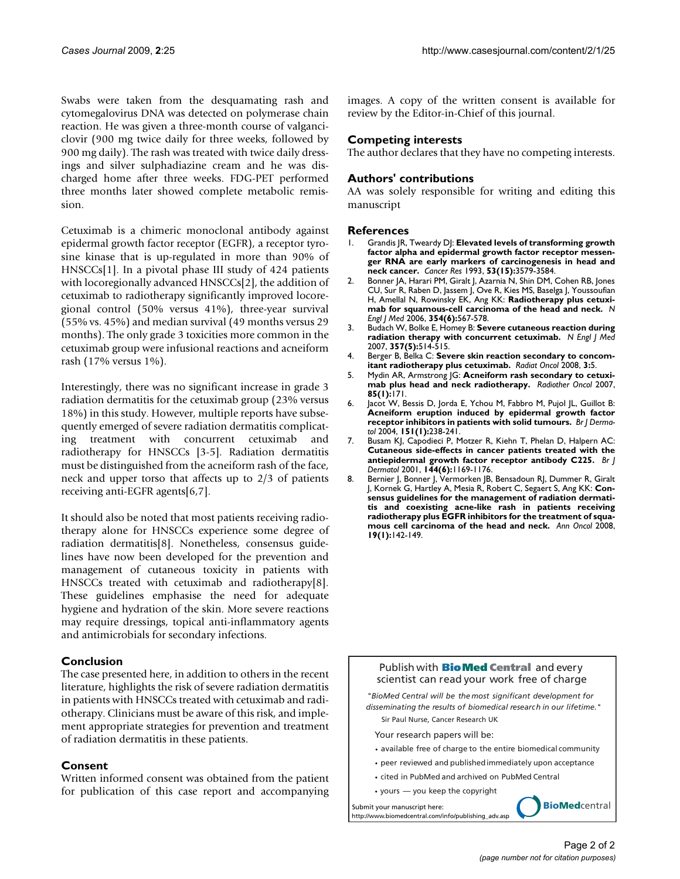Swabs were taken from the desquamating rash and cytomegalovirus DNA was detected on polymerase chain reaction. He was given a three-month course of valganciclovir (900 mg twice daily for three weeks, followed by 900 mg daily). The rash was treated with twice daily dressings and silver sulphadiazine cream and he was discharged home after three weeks. FDG-PET performed three months later showed complete metabolic remission.

Cetuximab is a chimeric monoclonal antibody against epidermal growth factor receptor (EGFR), a receptor tyrosine kinase that is up-regulated in more than 90% of HNSCCs[1]. In a pivotal phase III study of 424 patients with locoregionally advanced HNSCCs[2], the addition of cetuximab to radiotherapy significantly improved locoregional control (50% versus 41%), three-year survival (55% vs. 45%) and median survival (49 months versus 29 months). The only grade 3 toxicities more common in the cetuximab group were infusional reactions and acneiform rash (17% versus 1%).

Interestingly, there was no significant increase in grade 3 radiation dermatitis for the cetuximab group (23% versus 18%) in this study. However, multiple reports have subsequently emerged of severe radiation dermatitis complicating treatment with concurrent cetuximab and radiotherapy for HNSCCs [3-5]. Radiation dermatitis must be distinguished from the acneiform rash of the face, neck and upper torso that affects up to 2/3 of patients receiving anti-EGFR agents[6,7].

It should also be noted that most patients receiving radiotherapy alone for HNSCCs experience some degree of radiation dermatitis[8]. Nonetheless, consensus guidelines have now been developed for the prevention and management of cutaneous toxicity in patients with HNSCCs treated with cetuximab and radiotherapy[8]. These guidelines emphasise the need for adequate hygiene and hydration of the skin. More severe reactions may require dressings, topical anti-inflammatory agents and antimicrobials for secondary infections.

## Conclusion

The case presented here, in addition to others in the recent literature, highlights the risk of severe radiation dermatitis in patients with HNSCCs treated with cetuximab and radiotherapy. Clinicians must be aware of this risk, and implement appropriate strategies for prevention and treatment of radiation dermatitis in these patients.

## Consent

Written informed consent was obtained from the patient for publication of this case report and accompanying images. A copy of the written consent is available for review by the Editor-in-Chief of this journal.

## Competing interests

The author declares that they have no competing interests.

## Authors' contributions

AA was solely responsible for writing and editing this manuscript

## References

1. Grandis JR, Tweardy DJ: **Elevated levels of transforming growth factor alpha and epidermal growth factor receptor messenger RNA are early markers of carcinogenesis in head and neck cancer.** *Cancer Res* 1993, **53(15):**3579-3584.
2. Bonner JA, Harari PM, Giralt J, Azarnia N, Shin DM, Cohen RB, Jones CU, Sur R, Raben D, Jassem J, Ove R, Kies MS, Baselga J, Youssoufian H, Amellal N, Rowinsky EK, Ang KK: **Radiotherapy plus cetuximab for squamous-cell carcinoma of the head and neck.** *N Engl J Med* 2006, **354(6):**567-578.
3. Budach W, Bolke E, Homey B: **Severe cutaneous reaction during radiation therapy with concurrent cetuximab.** *N Engl J Med* 2007, **357(5):**514-515.
4. Berger B, Belka C: **Severe skin reaction secondary to concomitant radiotherapy plus cetuximab.** *Radiat Oncol* 2008, **3:**5.
5. Mydin AR, Armstrong JG: **Acneiform rash secondary to cetuximab plus head and neck radiotherapy.** *Radiother Oncol* 2007, **85(1):**171.
6. Jacot W, Bessis D, Jorda E, Ychou M, Fabbro M, Pujol JL, Guillot B: **Acneiform eruption induced by epidermal growth factor receptor inhibitors in patients with solid tumours.** *Br J Dermatol* 2004, **151(1):**238-241.
7. Busam KJ, Capodieci P, Motzer R, Kiehn T, Phelan D, Halpern AC: **Cutaneous side-effects in cancer patients treated with the antiepidermal growth factor receptor antibody C225.** *Br J Dermatol* 2001, **144(6):**1169-1176.
8. Bernier J, Bonner J, Vermorken JB, Bensadoun RJ, Dummer R, Giralt J, Kornek G, Hartley A, Mesia R, Robert C, Segaert S, Ang KK: **Consensus guidelines for the management of radiation dermatitis and coexisting acne-like rash in patients receiving radiotherapy plus EGFR inhibitors for the treatment of squamous cell carcinoma of the head and neck.** *Ann Oncol* 2008, **19(1):**142-149.

Publish with **BioMed Central** and every scientist can read your work free of charge

*"BioMed Central will be the most significant development for disseminating the results of biomedical research in our lifetime."*
Sir Paul Nurse, Cancer Research UK

Your research papers will be:

- available free of charge to the entire biomedical community
- peer reviewed and published immediately upon acceptance
- cited in PubMed and archived on PubMed Central
- yours — you keep the copyright

Submit your manuscript here:
http://www.biomedcentral.com/info/publishing_adv.asp

BioMedcentral